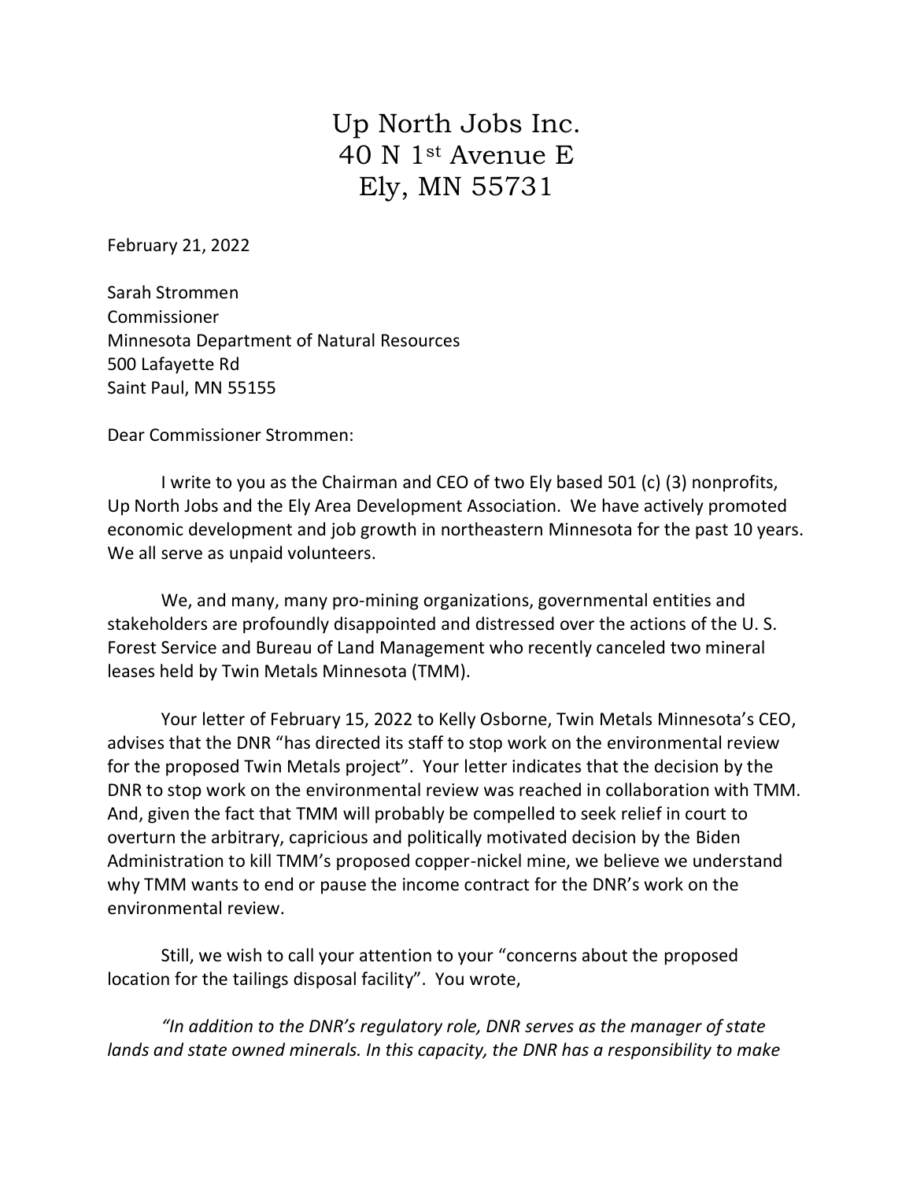# Up North Jobs Inc.
# 40 N 1st Avenue E
# Ely, MN 55731

February 21, 2022

Sarah Strommen
Commissioner
Minnesota Department of Natural Resources
500 Lafayette Rd
Saint Paul, MN 55155

Dear Commissioner Strommen:

I write to you as the Chairman and CEO of two Ely based 501 (c) (3) nonprofits, Up North Jobs and the Ely Area Development Association. We have actively promoted economic development and job growth in northeastern Minnesota for the past 10 years. We all serve as unpaid volunteers.

We, and many, many pro-mining organizations, governmental entities and stakeholders are profoundly disappointed and distressed over the actions of the U. S. Forest Service and Bureau of Land Management who recently canceled two mineral leases held by Twin Metals Minnesota (TMM).

Your letter of February 15, 2022 to Kelly Osborne, Twin Metals Minnesota's CEO, advises that the DNR "has directed its staff to stop work on the environmental review for the proposed Twin Metals project". Your letter indicates that the decision by the DNR to stop work on the environmental review was reached in collaboration with TMM. And, given the fact that TMM will probably be compelled to seek relief in court to overturn the arbitrary, capricious and politically motivated decision by the Biden Administration to kill TMM's proposed copper-nickel mine, we believe we understand why TMM wants to end or pause the income contract for the DNR's work on the environmental review.

Still, we wish to call your attention to your "concerns about the proposed location for the tailings disposal facility". You wrote,

*"In addition to the DNR's regulatory role, DNR serves as the manager of state lands and state owned minerals. In this capacity, the DNR has a responsibility to make*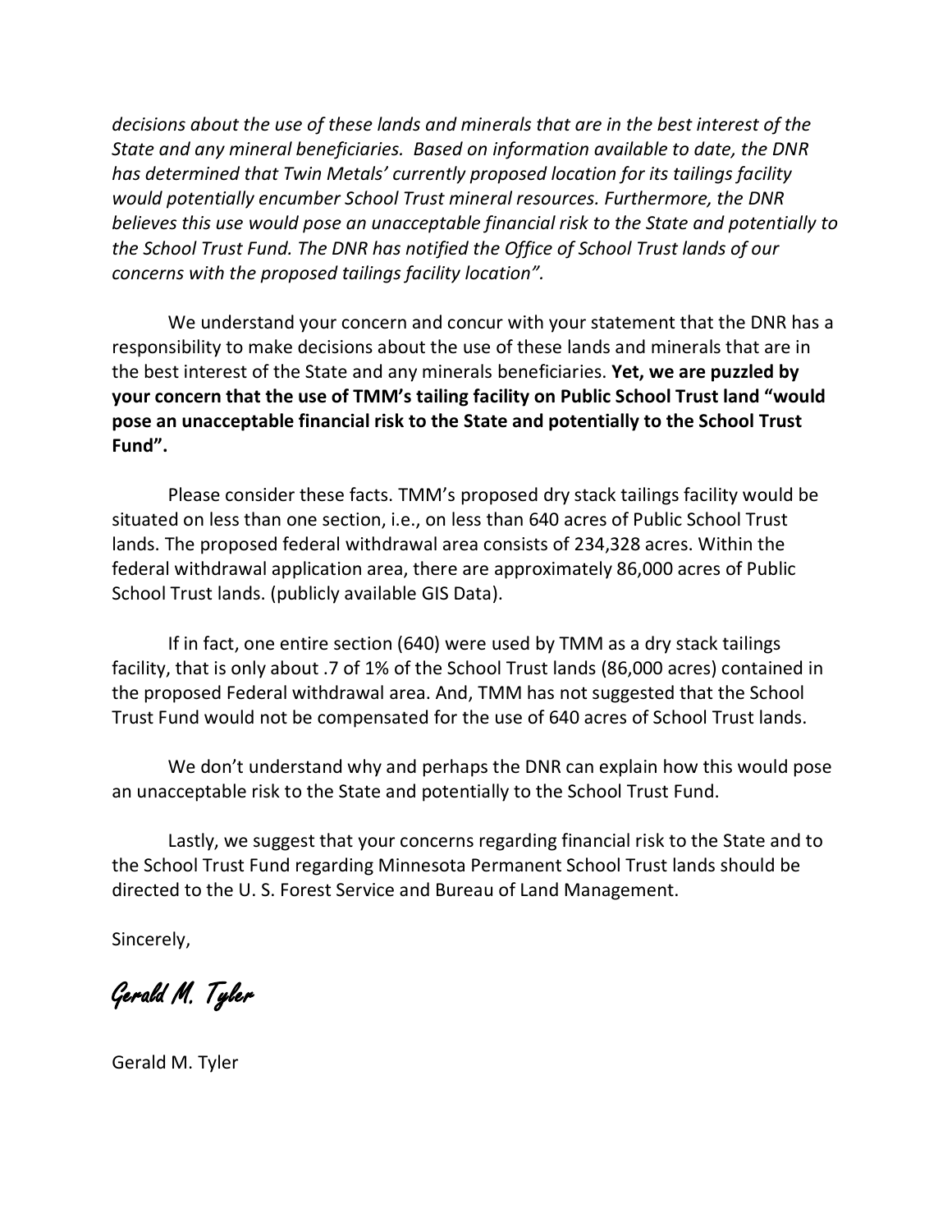*decisions about the use of these lands and minerals that are in the best interest of the State and any mineral beneficiaries. Based on information available to date, the DNR has determined that Twin Metals' currently proposed location for its tailings facility would potentially encumber School Trust mineral resources. Furthermore, the DNR believes this use would pose an unacceptable financial risk to the State and potentially to the School Trust Fund. The DNR has notified the Office of School Trust lands of our concerns with the proposed tailings facility location".*

We understand your concern and concur with your statement that the DNR has a responsibility to make decisions about the use of these lands and minerals that are in the best interest of the State and any minerals beneficiaries. **Yet, we are puzzled by your concern that the use of TMM's tailing facility on Public School Trust land "would pose an unacceptable financial risk to the State and potentially to the School Trust Fund".**

Please consider these facts. TMM's proposed dry stack tailings facility would be situated on less than one section, i.e., on less than 640 acres of Public School Trust lands. The proposed federal withdrawal area consists of 234,328 acres. Within the federal withdrawal application area, there are approximately 86,000 acres of Public School Trust lands. (publicly available GIS Data).

If in fact, one entire section (640) were used by TMM as a dry stack tailings facility, that is only about .7 of 1% of the School Trust lands (86,000 acres) contained in the proposed Federal withdrawal area. And, TMM has not suggested that the School Trust Fund would not be compensated for the use of 640 acres of School Trust lands.

We don't understand why and perhaps the DNR can explain how this would pose an unacceptable risk to the State and potentially to the School Trust Fund.

Lastly, we suggest that your concerns regarding financial risk to the State and to the School Trust Fund regarding Minnesota Permanent School Trust lands should be directed to the U. S. Forest Service and Bureau of Land Management.

Sincerely,

*Gerald M. Tyler*

Gerald M. Tyler